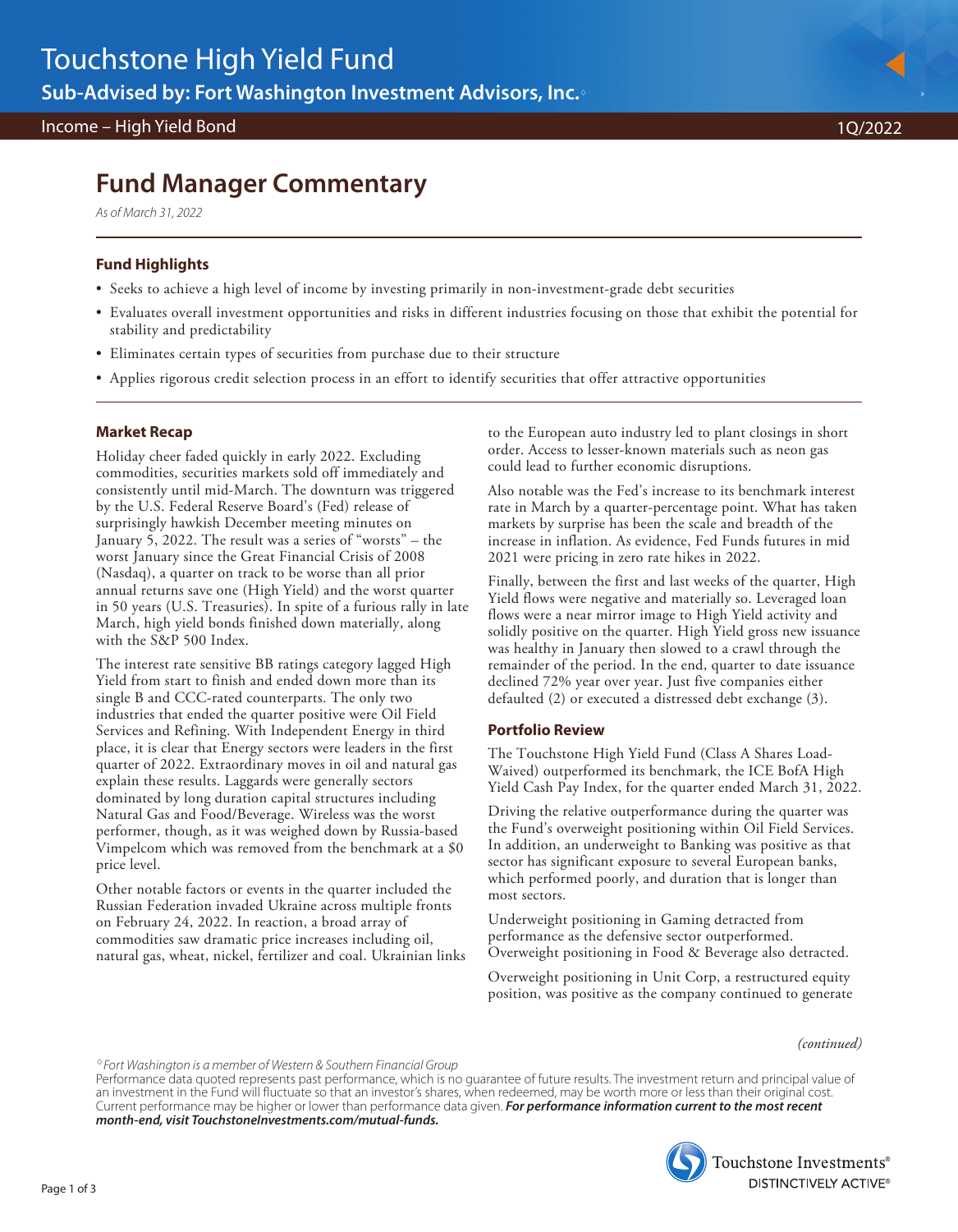# Touchstone High Yield Fund

**Sub-Advised by: Fort Washington Investment Advisors, Inc.◊**

Income – High Yield Bond | 1Q/2022

## Fund Manager Commentary

*As of March 31, 2022*

### Fund Highlights

- Seeks to achieve a high level of income by investing primarily in non-investment-grade debt securities
- Evaluates overall investment opportunities and risks in different industries focusing on those that exhibit the potential for stability and predictability
- Eliminates certain types of securities from purchase due to their structure
- Applies rigorous credit selection process in an effort to identify securities that offer attractive opportunities

### Market Recap

Holiday cheer faded quickly in early 2022. Excluding commodities, securities markets sold off immediately and consistently until mid-March. The downturn was triggered by the U.S. Federal Reserve Board's (Fed) release of surprisingly hawkish December meeting minutes on January 5, 2022. The result was a series of "worsts" – the worst January since the Great Financial Crisis of 2008 (Nasdaq), a quarter on track to be worse than all prior annual returns save one (High Yield) and the worst quarter in 50 years (U.S. Treasuries). In spite of a furious rally in late March, high yield bonds finished down materially, along with the S&P 500 Index.

The interest rate sensitive BB ratings category lagged High Yield from start to finish and ended down more than its single B and CCC-rated counterparts. The only two industries that ended the quarter positive were Oil Field Services and Refining. With Independent Energy in third place, it is clear that Energy sectors were leaders in the first quarter of 2022. Extraordinary moves in oil and natural gas explain these results. Laggards were generally sectors dominated by long duration capital structures including Natural Gas and Food/Beverage. Wireless was the worst performer, though, as it was weighed down by Russia-based Vimpelcom which was removed from the benchmark at a $0 price level.

Other notable factors or events in the quarter included the Russian Federation invaded Ukraine across multiple fronts on February 24, 2022. In reaction, a broad array of commodities saw dramatic price increases including oil, natural gas, wheat, nickel, fertilizer and coal. Ukrainian links to the European auto industry led to plant closings in short order. Access to lesser-known materials such as neon gas could lead to further economic disruptions.

Also notable was the Fed's increase to its benchmark interest rate in March by a quarter-percentage point. What has taken markets by surprise has been the scale and breadth of the increase in inflation. As evidence, Fed Funds futures in mid 2021 were pricing in zero rate hikes in 2022.

Finally, between the first and last weeks of the quarter, High Yield flows were negative and materially so. Leveraged loan flows were a near mirror image to High Yield activity and solidly positive on the quarter. High Yield gross new issuance was healthy in January then slowed to a crawl through the remainder of the period. In the end, quarter to date issuance declined 72% year over year. Just five companies either defaulted (2) or executed a distressed debt exchange (3).

### Portfolio Review

The Touchstone High Yield Fund (Class A Shares Load-Waived) outperformed its benchmark, the ICE BofA High Yield Cash Pay Index, for the quarter ended March 31, 2022.

Driving the relative outperformance during the quarter was the Fund's overweight positioning within Oil Field Services. In addition, an underweight to Banking was positive as that sector has significant exposure to several European banks, which performed poorly, and duration that is longer than most sectors.

Underweight positioning in Gaming detracted from performance as the defensive sector outperformed. Overweight positioning in Food & Beverage also detracted.

Overweight positioning in Unit Corp, a restructured equity position, was positive as the company continued to generate

*(continued)*

*◊ Fort Washington is a member of Western & Southern Financial Group*

Performance data quoted represents past performance, which is no guarantee of future results. The investment return and principal value of an investment in the Fund will fluctuate so that an investor's shares, when redeemed, may be worth more or less than their original cost. Current performance may be higher or lower than performance data given. ***For performance information current to the most recent month-end, visit TouchstoneInvestments.com/mutual-funds.***

Touchstone Investments® DISTINCTIVELY ACTIVE®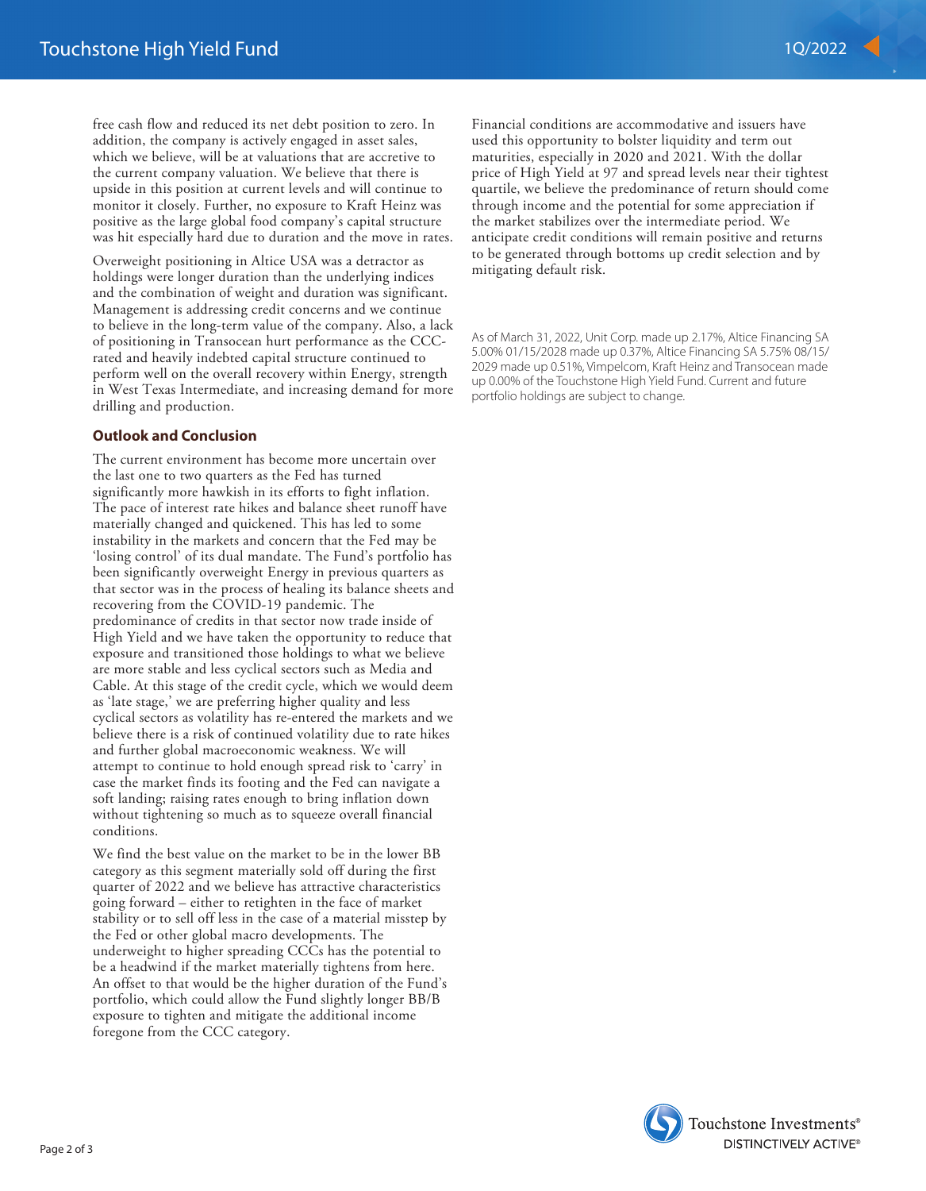free cash flow and reduced its net debt position to zero. In addition, the company is actively engaged in asset sales, which we believe, will be at valuations that are accretive to the current company valuation. We believe that there is upside in this position at current levels and will continue to monitor it closely. Further, no exposure to Kraft Heinz was positive as the large global food company's capital structure was hit especially hard due to duration and the move in rates.

Overweight positioning in Altice USA was a detractor as holdings were longer duration than the underlying indices and the combination of weight and duration was significant. Management is addressing credit concerns and we continue to believe in the long-term value of the company. Also, a lack of positioning in Transocean hurt performance as the CCC-rated and heavily indebted capital structure continued to perform well on the overall recovery within Energy, strength in West Texas Intermediate, and increasing demand for more drilling and production.

## Outlook and Conclusion

The current environment has become more uncertain over the last one to two quarters as the Fed has turned significantly more hawkish in its efforts to fight inflation. The pace of interest rate hikes and balance sheet runoff have materially changed and quickened. This has led to some instability in the markets and concern that the Fed may be 'losing control' of its dual mandate. The Fund's portfolio has been significantly overweight Energy in previous quarters as that sector was in the process of healing its balance sheets and recovering from the COVID-19 pandemic. The predominance of credits in that sector now trade inside of High Yield and we have taken the opportunity to reduce that exposure and transitioned those holdings to what we believe are more stable and less cyclical sectors such as Media and Cable. At this stage of the credit cycle, which we would deem as 'late stage,' we are preferring higher quality and less cyclical sectors as volatility has re-entered the markets and we believe there is a risk of continued volatility due to rate hikes and further global macroeconomic weakness. We will attempt to continue to hold enough spread risk to 'carry' in case the market finds its footing and the Fed can navigate a soft landing; raising rates enough to bring inflation down without tightening so much as to squeeze overall financial conditions.

We find the best value on the market to be in the lower BB category as this segment materially sold off during the first quarter of 2022 and we believe has attractive characteristics going forward – either to retighten in the face of market stability or to sell off less in the case of a material misstep by the Fed or other global macro developments. The underweight to higher spreading CCCs has the potential to be a headwind if the market materially tightens from here. An offset to that would be the higher duration of the Fund's portfolio, which could allow the Fund slightly longer BB/B exposure to tighten and mitigate the additional income foregone from the CCC category.

Financial conditions are accommodative and issuers have used this opportunity to bolster liquidity and term out maturities, especially in 2020 and 2021. With the dollar price of High Yield at 97 and spread levels near their tightest quartile, we believe the predominance of return should come through income and the potential for some appreciation if the market stabilizes over the intermediate period. We anticipate credit conditions will remain positive and returns to be generated through bottoms up credit selection and by mitigating default risk.

As of March 31, 2022, Unit Corp. made up 2.17%, Altice Financing SA 5.00% 01/15/2028 made up 0.37%, Altice Financing SA 5.75% 08/15/2029 made up 0.51%, Vimpelcom, Kraft Heinz and Transocean made up 0.00% of the Touchstone High Yield Fund. Current and future portfolio holdings are subject to change.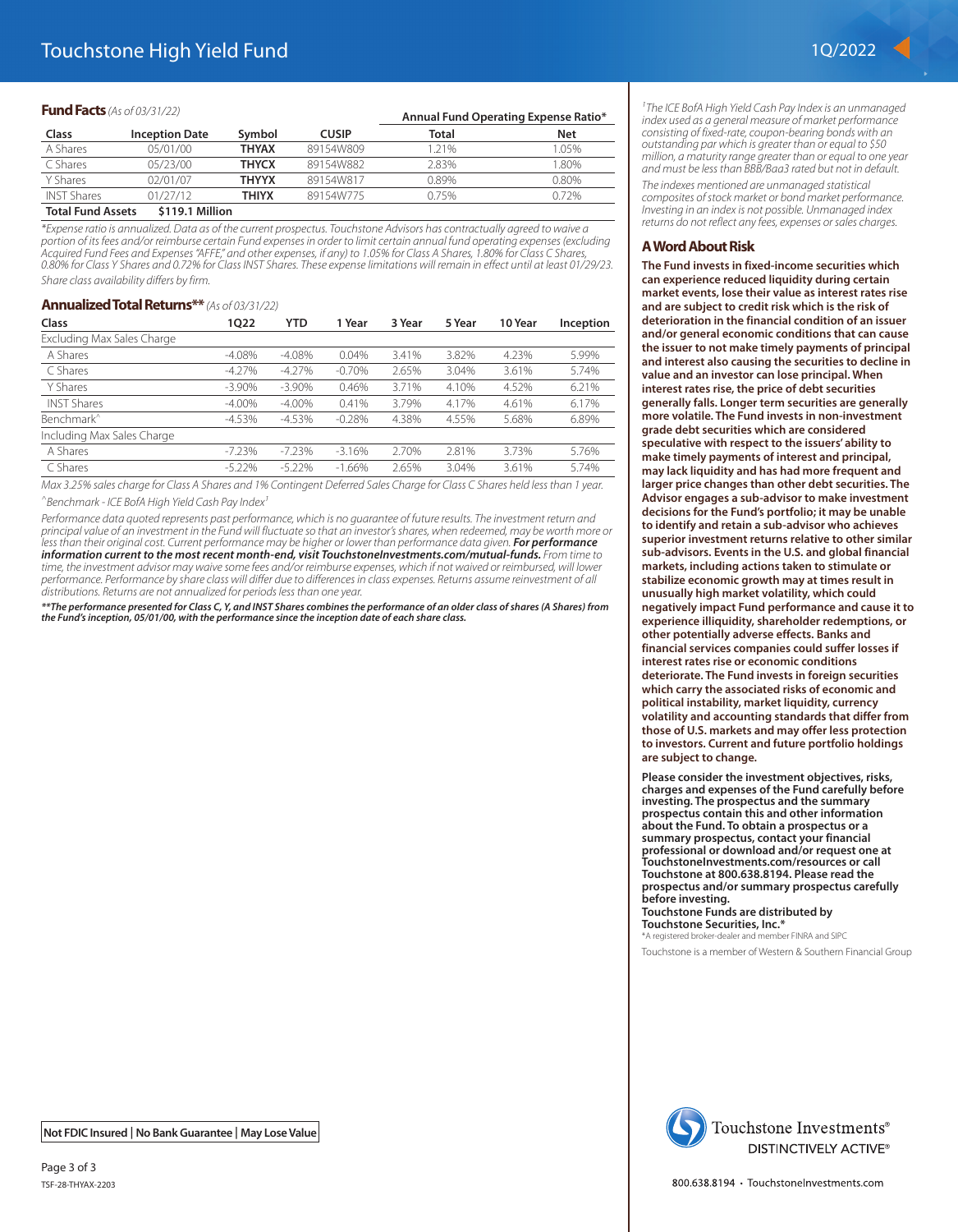# Touchstone High Yield Fund

1Q/2022

## Fund Facts *(As of 03/31/22)*

| Class | Inception Date | Symbol | CUSIP | Annual Fund Operating Expense Ratio* Total | Net |
|---|---|---|---|---|---|
| A Shares | 05/01/00 | **THYAX** | 89154W809 | 1.21% | 1.05% |
| C Shares | 05/23/00 | **THYCX** | 89154W882 | 2.83% | 1.80% |
| Y Shares | 02/01/07 | **THYYX** | 89154W817 | 0.89% | 0.80% |
| INST Shares | 01/27/12 | **THIYX** | 89154W775 | 0.75% | 0.72% |
| **Total Fund Assets** | **$119.1 Million** | | | | |

*\*Expense ratio is annualized. Data as of the current prospectus. Touchstone Advisors has contractually agreed to waive a portion of its fees and/or reimburse certain Fund expenses in order to limit certain annual fund operating expenses (excluding Acquired Fund Fees and Expenses "AFFE," and other expenses, if any) to 1.05% for Class A Shares, 1.80% for Class C Shares, 0.80% for Class Y Shares and 0.72% for Class INST Shares. These expense limitations will remain in effect until at least 01/29/23.*

*Share class availability differs by firm.*

## Annualized Total Returns** *(As of 03/31/22)*

| Class | 1Q22 | YTD | 1 Year | 3 Year | 5 Year | 10 Year | Inception |
|---|---|---|---|---|---|---|---|
| Excluding Max Sales Charge | | | | | | | |
| A Shares | -4.08% | -4.08% | 0.04% | 3.41% | 3.82% | 4.23% | 5.99% |
| C Shares | -4.27% | -4.27% | -0.70% | 2.65% | 3.04% | 3.61% | 5.74% |
| Y Shares | -3.90% | -3.90% | 0.46% | 3.71% | 4.10% | 4.52% | 6.21% |
| INST Shares | -4.00% | -4.00% | 0.41% | 3.79% | 4.17% | 4.61% | 6.17% |
| Benchmark^ | -4.53% | -4.53% | -0.28% | 4.38% | 4.55% | 5.68% | 6.89% |
| Including Max Sales Charge | | | | | | | |
| A Shares | -7.23% | -7.23% | -3.16% | 2.70% | 2.81% | 3.73% | 5.76% |
| C Shares | -5.22% | -5.22% | -1.66% | 2.65% | 3.04% | 3.61% | 5.74% |

*Max 3.25% sales charge for Class A Shares and 1% Contingent Deferred Sales Charge for Class C Shares held less than 1 year.*

*^Benchmark - ICE BofA High Yield Cash Pay Index[1]*

*Performance data quoted represents past performance, which is no guarantee of future results. The investment return and principal value of an investment in the Fund will fluctuate so that an investor's shares, when redeemed, may be worth more or less than their original cost. Current performance may be higher or lower than performance data given.* ***For performance information current to the most recent month-end, visit TouchstoneInvestments.com/mutual-funds.*** *From time to time, the investment advisor may waive some fees and/or reimburse expenses, which if not waived or reimbursed, will lower performance. Performance by share class will differ due to differences in class expenses. Returns assume reinvestment of all distributions. Returns are not annualized for periods less than one year.*

***\*\*The performance presented for Class C, Y, and INST Shares combines the performance of an older class of shares (A Shares) from the Fund's inception, 05/01/00, with the performance since the inception date of each share class.***

*[1]The ICE BofA High Yield Cash Pay Index is an unmanaged index used as a general measure of market performance consisting of fixed-rate, coupon-bearing bonds with an outstanding par which is greater than or equal to $50 million, a maturity range greater than or equal to one year and must be less than BBB/Baa3 rated but not in default.*

*The indexes mentioned are unmanaged statistical composites of stock market or bond market performance. Investing in an index is not possible. Unmanaged index returns do not reflect any fees, expenses or sales charges.*

## A Word About Risk

**The Fund invests in fixed-income securities which can experience reduced liquidity during certain market events, lose their value as interest rates rise and are subject to credit risk which is the risk of deterioration in the financial condition of an issuer and/or general economic conditions that can cause the issuer to not make timely payments of principal and interest also causing the securities to decline in value and an investor can lose principal. When interest rates rise, the price of debt securities generally falls. Longer term securities are generally more volatile. The Fund invests in non-investment grade debt securities which are considered speculative with respect to the issuers' ability to make timely payments of interest and principal, may lack liquidity and has had more frequent and larger price changes than other debt securities. The Advisor engages a sub-advisor to make investment decisions for the Fund's portfolio; it may be unable to identify and retain a sub-advisor who achieves superior investment returns relative to other similar sub-advisors. Events in the U.S. and global financial markets, including actions taken to stimulate or stabilize economic growth may at times result in unusually high market volatility, which could negatively impact Fund performance and cause it to experience illiquidity, shareholder redemptions, or other potentially adverse effects. Banks and financial services companies could suffer losses if interest rates rise or economic conditions deteriorate. The Fund invests in foreign securities which carry the associated risks of economic and political instability, market liquidity, currency volatility and accounting standards that differ from those of U.S. markets and may offer less protection to investors. Current and future portfolio holdings are subject to change.**

**Please consider the investment objectives, risks, charges and expenses of the Fund carefully before investing. The prospectus and the summary prospectus contain this and other information about the Fund. To obtain a prospectus or a summary prospectus, contact your financial professional or download and/or request one at TouchstoneInvestments.com/resources or call Touchstone at 800.638.8194. Please read the prospectus and/or summary prospectus carefully before investing.**

**Touchstone Funds are distributed by Touchstone Securities, Inc.\***

\*A registered broker-dealer and member FINRA and SIPC

Touchstone is a member of Western & Southern Financial Group

**Not FDIC Insured | No Bank Guarantee | May Lose Value**

TSF-28-THYAX-2203

Touchstone Investments® DISTINCTIVELY ACTIVE®

800.638.8194 • TouchstoneInvestments.com